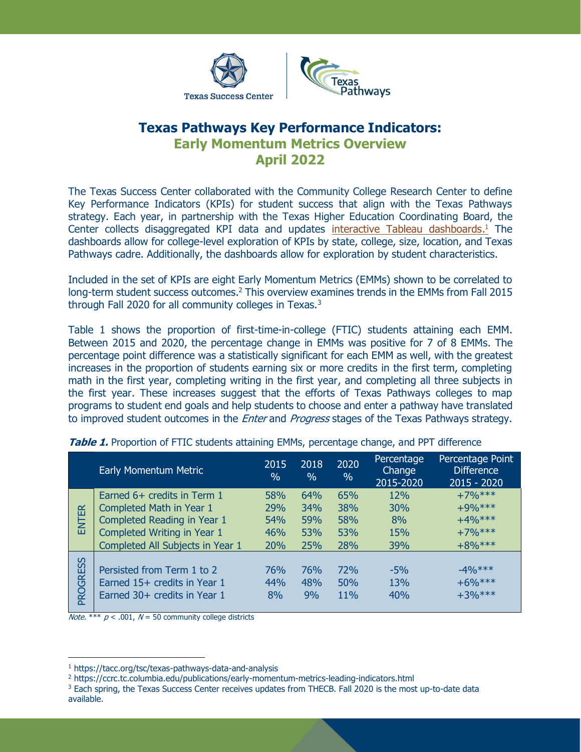# Texas Pathways Key Performance Indicators:

## Early Momentum Metrics Overview

## April 2022

The Texas Success Center collaborated with the Community College Research Center to define Key Performance Indicators (KPIs) for student success that align with the Texas Pathways strategy. Each year, in partnership with the Texas Higher Education Coordinating Board, the Center collects disaggregated KPI data and updates interactive Tableau dashboards.[1] The dashboards allow for college-level exploration of KPIs by state, college, size, location, and Texas Pathways cadre. Additionally, the dashboards allow for exploration by student characteristics.

Included in the set of KPIs are eight Early Momentum Metrics (EMMs) shown to be correlated to long-term student success outcomes.[2] This overview examines trends in the EMMs from Fall 2015 through Fall 2020 for all community colleges in Texas.[3]

Table 1 shows the proportion of first-time-in-college (FTIC) students attaining each EMM. Between 2015 and 2020, the percentage change in EMMs was positive for 7 of 8 EMMs. The percentage point difference was a statistically significant for each EMM as well, with the greatest increases in the proportion of students earning six or more credits in the first term, completing math in the first year, completing writing in the first year, and completing all three subjects in the first year. These increases suggest that the efforts of Texas Pathways colleges to map programs to student end goals and help students to choose and enter a pathway have translated to improved student outcomes in the *Enter* and *Progress* stages of the Texas Pathways strategy.

***Table 1.*** Proportion of FTIC students attaining EMMs, percentage change, and PPT difference

| | Early Momentum Metric | 2015 % | 2018 % | 2020 % | Percentage Change 2015-2020 | Percentage Point Difference 2015 - 2020 |
|---|---|---|---|---|---|---|
| ENTER | Earned 6+ credits in Term 1 | 58% | 64% | 65% | 12% | +7%*** |
| | Completed Math in Year 1 | 29% | 34% | 38% | 30% | +9%*** |
| | Completed Reading in Year 1 | 54% | 59% | 58% | 8% | +4%*** |
| | Completed Writing in Year 1 | 46% | 53% | 53% | 15% | +7%*** |
| | Completed All Subjects in Year 1 | 20% | 25% | 28% | 39% | +8%*** |
| PROGRESS | Persisted from Term 1 to 2 | 76% | 76% | 72% | -5% | -4%*** |
| | Earned 15+ credits in Year 1 | 44% | 48% | 50% | 13% | +6%*** |
| | Earned 30+ credits in Year 1 | 8% | 9% | 11% | 40% | +3%*** |

*Note.* *** $p < .001$, $N = 50$ community college districts

[1] https://tacc.org/tsc/texas-pathways-data-and-analysis

[2] https://ccrc.tc.columbia.edu/publications/early-momentum-metrics-leading-indicators.html

[3] Each spring, the Texas Success Center receives updates from THECB. Fall 2020 is the most up-to-date data available.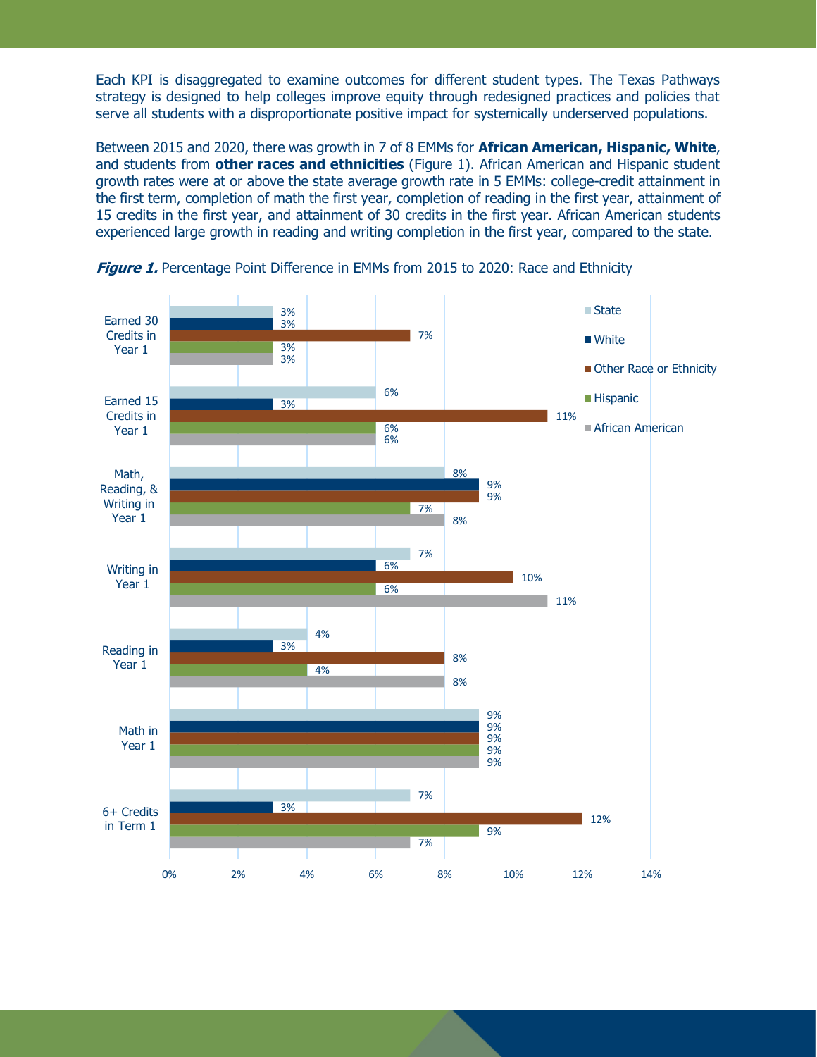Each KPI is disaggregated to examine outcomes for different student types. The Texas Pathways strategy is designed to help colleges improve equity through redesigned practices and policies that serve all students with a disproportionate positive impact for systemically underserved populations.

Between 2015 and 2020, there was growth in 7 of 8 EMMs for **African American, Hispanic, White**, and students from **other races and ethnicities** (Figure 1). African American and Hispanic student growth rates were at or above the state average growth rate in 5 EMMs: college-credit attainment in the first term, completion of math the first year, completion of reading in the first year, attainment of 15 credits in the first year, and attainment of 30 credits in the first year. African American students experienced large growth in reading and writing completion in the first year, compared to the state.

***Figure 1.*** Percentage Point Difference in EMMs from 2015 to 2020: Race and Ethnicity

State
White
Other Race or Ethnicity
Hispanic
African American

Earned 30 Credits in Year 1
3%
3%
7%
3%
3%

Earned 15 Credits in Year 1
6%
3%
11%
6%
6%

Math, Reading, & Writing in Year 1
8%
9%
9%
7%
8%

Writing in Year 1
7%
6%
10%
6%
11%

Reading in Year 1
4%
3%
8%
4%
8%

Math in Year 1
9%
9%
9%
9%
9%

6+ Credits in Term 1
7%
3%
12%
9%
7%

0% 2% 4% 6% 8% 10% 12% 14%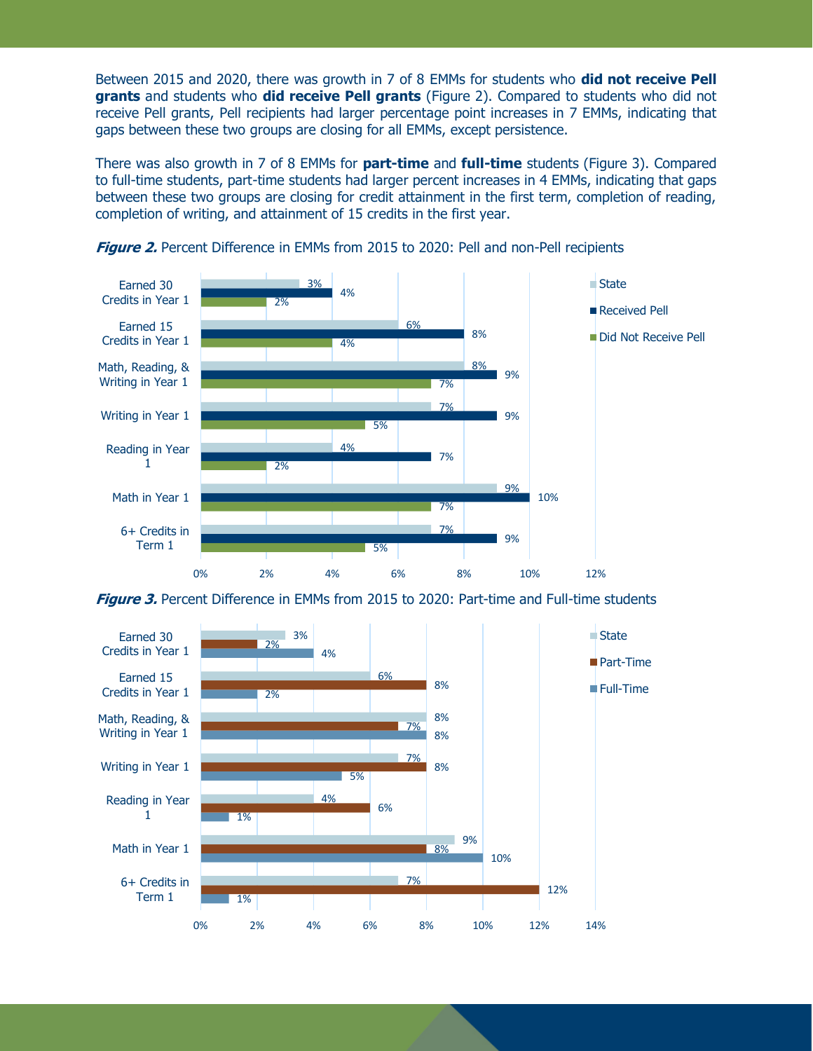Between 2015 and 2020, there was growth in 7 of 8 EMMs for students who **did not receive Pell grants** and students who **did receive Pell grants** (Figure 2). Compared to students who did not receive Pell grants, Pell recipients had larger percentage point increases in 7 EMMs, indicating that gaps between these two groups are closing for all EMMs, except persistence.

There was also growth in 7 of 8 EMMs for **part-time** and **full-time** students (Figure 3). Compared to full-time students, part-time students had larger percent increases in 4 EMMs, indicating that gaps between these two groups are closing for credit attainment in the first term, completion of reading, completion of writing, and attainment of 15 credits in the first year.

***Figure 2.*** Percent Difference in EMMs from 2015 to 2020: Pell and non-Pell recipients

State
Received Pell
Did Not Receive Pell

Earned 30 Credits in Year 1: 3%, 4%, 2%
Earned 15 Credits in Year 1: 6%, 8%, 4%
Math, Reading, & Writing in Year 1: 8%, 9%, 7%
Writing in Year 1: 7%, 9%, 5%
Reading in Year 1: 4%, 7%, 2%
Math in Year 1: 9%, 10%, 7%
6+ Credits in Term 1: 7%, 9%, 5%

0% 2% 4% 6% 8% 10% 12%

***Figure 3.*** Percent Difference in EMMs from 2015 to 2020: Part-time and Full-time students

State
Part-Time
Full-Time

Earned 30 Credits in Year 1: 3%, 2%, 4%
Earned 15 Credits in Year 1: 6%, 8%, 2%
Math, Reading, & Writing in Year 1: 8%, 7%, 8%
Writing in Year 1: 7%, 8%, 5%
Reading in Year 1: 4%, 6%, 1%
Math in Year 1: 9%, 8%, 10%
6+ Credits in Term 1: 7%, 12%, 1%

0% 2% 4% 6% 8% 10% 12% 14%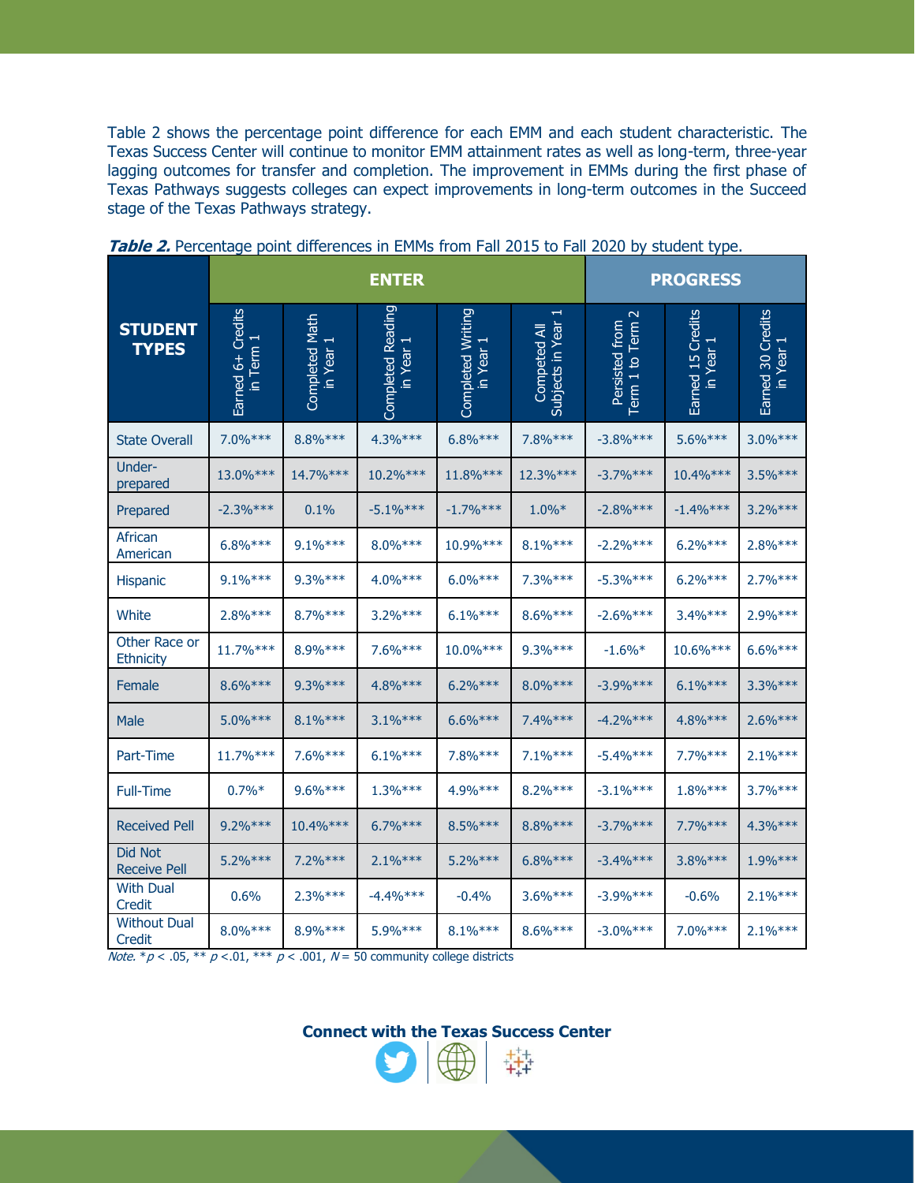Table 2 shows the percentage point difference for each EMM and each student characteristic. The Texas Success Center will continue to monitor EMM attainment rates as well as long-term, three-year lagging outcomes for transfer and completion. The improvement in EMMs during the first phase of Texas Pathways suggests colleges can expect improvements in long-term outcomes in the Succeed stage of the Texas Pathways strategy.

***Table 2.*** Percentage point differences in EMMs from Fall 2015 to Fall 2020 by student type.

| STUDENT TYPES | ENTER | | | | | PROGRESS | | |
|---|---|---|---|---|---|---|---|---|
| | Earned 6+ Credits in Term 1 | Completed Math in Year 1 | Completed Reading in Year 1 | Completed Writing in Year 1 | Competed All Subjects in Year 1 | Persisted from Term 1 to Term 2 | Earned 15 Credits in Year 1 | Earned 30 Credits in Year 1 |
| State Overall | 7.0%*** | 8.8%*** | 4.3%*** | 6.8%*** | 7.8%*** | -3.8%*** | 5.6%*** | 3.0%*** |
| Under-prepared | 13.0%*** | 14.7%*** | 10.2%*** | 11.8%*** | 12.3%*** | -3.7%*** | 10.4%*** | 3.5%*** |
| Prepared | -2.3%*** | 0.1% | -5.1%*** | -1.7%*** | 1.0%* | -2.8%*** | -1.4%*** | 3.2%*** |
| African American | 6.8%*** | 9.1%*** | 8.0%*** | 10.9%*** | 8.1%*** | -2.2%*** | 6.2%*** | 2.8%*** |
| Hispanic | 9.1%*** | 9.3%*** | 4.0%*** | 6.0%*** | 7.3%*** | -5.3%*** | 6.2%*** | 2.7%*** |
| White | 2.8%*** | 8.7%*** | 3.2%*** | 6.1%*** | 8.6%*** | -2.6%*** | 3.4%*** | 2.9%*** |
| Other Race or Ethnicity | 11.7%*** | 8.9%*** | 7.6%*** | 10.0%*** | 9.3%*** | -1.6%* | 10.6%*** | 6.6%*** |
| Female | 8.6%*** | 9.3%*** | 4.8%*** | 6.2%*** | 8.0%*** | -3.9%*** | 6.1%*** | 3.3%*** |
| Male | 5.0%*** | 8.1%*** | 3.1%*** | 6.6%*** | 7.4%*** | -4.2%*** | 4.8%*** | 2.6%*** |
| Part-Time | 11.7%*** | 7.6%*** | 6.1%*** | 7.8%*** | 7.1%*** | -5.4%*** | 7.7%*** | 2.1%*** |
| Full-Time | 0.7%* | 9.6%*** | 1.3%*** | 4.9%*** | 8.2%*** | -3.1%*** | 1.8%*** | 3.7%*** |
| Received Pell | 9.2%*** | 10.4%*** | 6.7%*** | 8.5%*** | 8.8%*** | -3.7%*** | 7.7%*** | 4.3%*** |
| Did Not Receive Pell | 5.2%*** | 7.2%*** | 2.1%*** | 5.2%*** | 6.8%*** | -3.4%*** | 3.8%*** | 1.9%*** |
| With Dual Credit | 0.6% | 2.3%*** | -4.4%*** | -0.4% | 3.6%*** | -3.9%*** | -0.6% | 2.1%*** |
| Without Dual Credit | 8.0%*** | 8.9%*** | 5.9%*** | 8.1%*** | 8.6%*** | -3.0%*** | 7.0%*** | 2.1%*** |

*Note.* * $p < .05$, ** $p < .01$, *** $p < .001$, $N = 50$ community college districts

**Connect with the Texas Success Center**